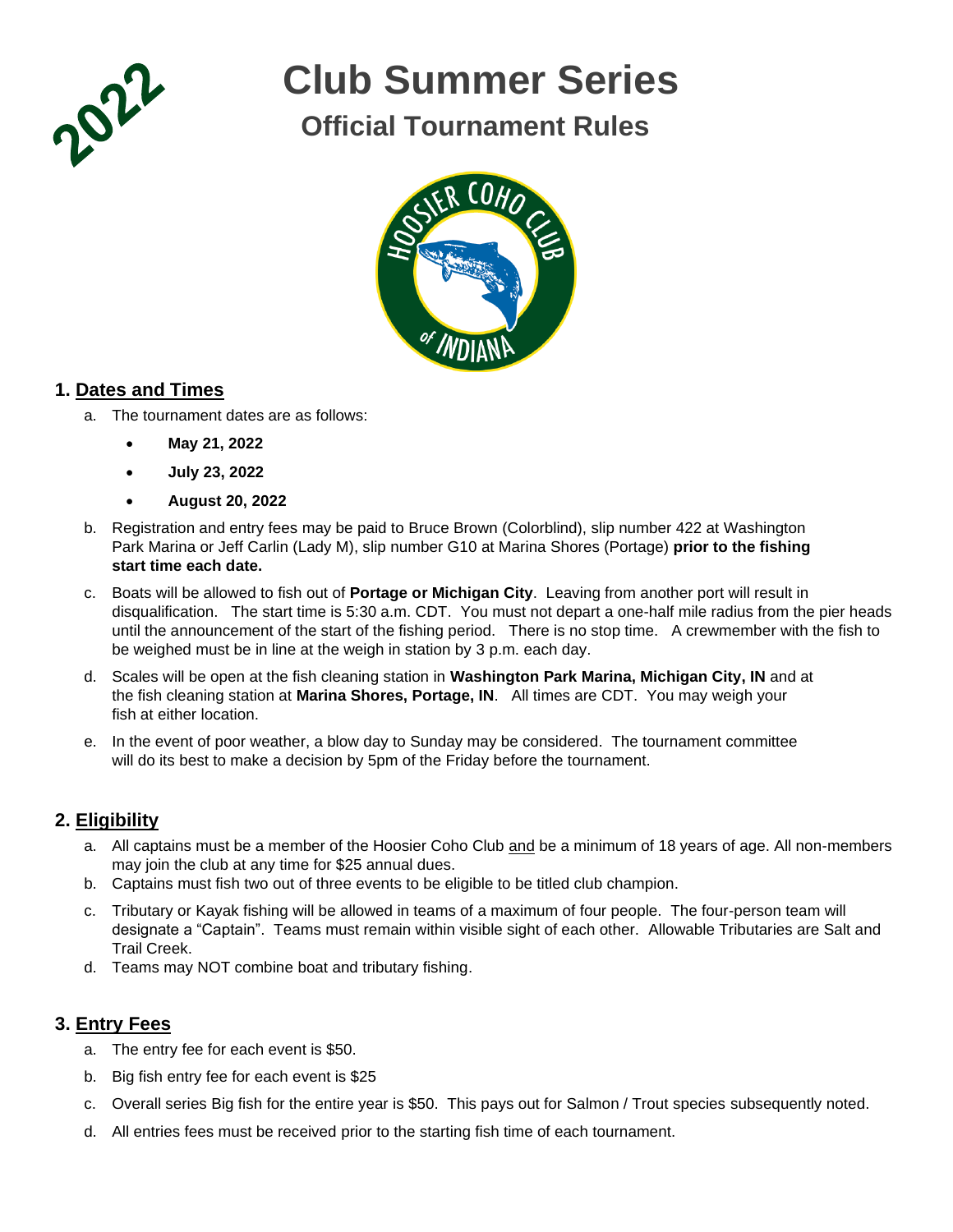2022

# Club Summer Series

## Official Tournament Rules

### 1. Dates and Times

a. The tournament dates are as follows:

- **May 21, 2022**
- **July 23, 2022**
- **August 20, 2022**

b. Registration and entry fees may be paid to Bruce Brown (Colorblind), slip number 422 at Washington Park Marina or Jeff Carlin (Lady M), slip number G10 at Marina Shores (Portage) **prior to the fishing start time each date.**

c. Boats will be allowed to fish out of **Portage or Michigan City**. Leaving from another port will result in disqualification. The start time is 5:30 a.m. CDT. You must not depart a one-half mile radius from the pier heads until the announcement of the start of the fishing period. There is no stop time. A crewmember with the fish to be weighed must be in line at the weigh in station by 3 p.m. each day.

d. Scales will be open at the fish cleaning station in **Washington Park Marina, Michigan City, IN** and at the fish cleaning station at **Marina Shores, Portage, IN**. All times are CDT. You may weigh your fish at either location.

e. In the event of poor weather, a blow day to Sunday may be considered. The tournament committee will do its best to make a decision by 5pm of the Friday before the tournament.

### 2. Eligibility

a. All captains must be a member of the Hoosier Coho Club and be a minimum of 18 years of age. All non-members may join the club at any time for $25 annual dues.

b. Captains must fish two out of three events to be eligible to be titled club champion.

c. Tributary or Kayak fishing will be allowed in teams of a maximum of four people. The four-person team will designate a "Captain". Teams must remain within visible sight of each other. Allowable Tributaries are Salt and Trail Creek.

d. Teams may NOT combine boat and tributary fishing.

### 3. Entry Fees

a. The entry fee for each event is $50.

b. Big fish entry fee for each event is $25

c. Overall series Big fish for the entire year is $50. This pays out for Salmon / Trout species subsequently noted.

d. All entries fees must be received prior to the starting fish time of each tournament.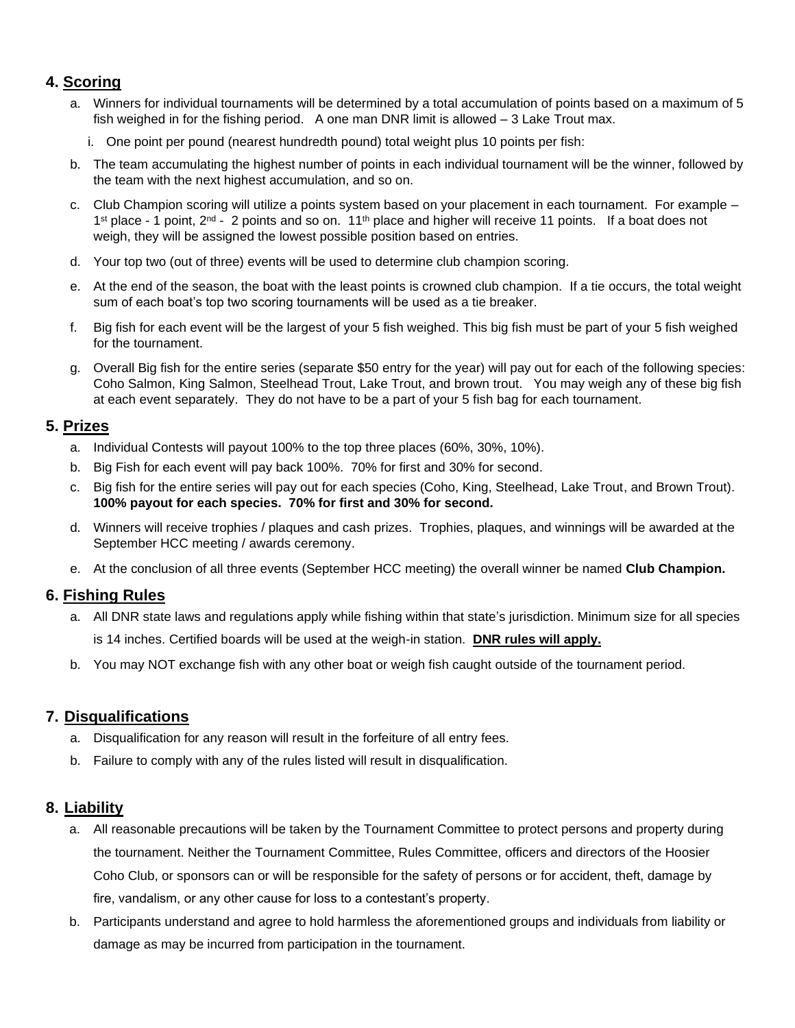## 4. Scoring

a. Winners for individual tournaments will be determined by a total accumulation of points based on a maximum of 5 fish weighed in for the fishing period. A one man DNR limit is allowed – 3 Lake Trout max.

   i. One point per pound (nearest hundredth pound) total weight plus 10 points per fish:

b. The team accumulating the highest number of points in each individual tournament will be the winner, followed by the team with the next highest accumulation, and so on.

c. Club Champion scoring will utilize a points system based on your placement in each tournament. For example – 1st place - 1 point, 2nd - 2 points and so on. 11th place and higher will receive 11 points. If a boat does not weigh, they will be assigned the lowest possible position based on entries.

d. Your top two (out of three) events will be used to determine club champion scoring.

e. At the end of the season, the boat with the least points is crowned club champion. If a tie occurs, the total weight sum of each boat's top two scoring tournaments will be used as a tie breaker.

f. Big fish for each event will be the largest of your 5 fish weighed. This big fish must be part of your 5 fish weighed for the tournament.

g. Overall Big fish for the entire series (separate $50 entry for the year) will pay out for each of the following species: Coho Salmon, King Salmon, Steelhead Trout, Lake Trout, and brown trout. You may weigh any of these big fish at each event separately. They do not have to be a part of your 5 fish bag for each tournament.

## 5. Prizes

a. Individual Contests will payout 100% to the top three places (60%, 30%, 10%).

b. Big Fish for each event will pay back 100%. 70% for first and 30% for second.

c. Big fish for the entire series will pay out for each species (Coho, King, Steelhead, Lake Trout, and Brown Trout). **100% payout for each species. 70% for first and 30% for second.**

d. Winners will receive trophies / plaques and cash prizes. Trophies, plaques, and winnings will be awarded at the September HCC meeting / awards ceremony.

e. At the conclusion of all three events (September HCC meeting) the overall winner be named **Club Champion.**

## 6. Fishing Rules

a. All DNR state laws and regulations apply while fishing within that state's jurisdiction. Minimum size for all species is 14 inches. Certified boards will be used at the weigh-in station. **DNR rules will apply.**

b. You may NOT exchange fish with any other boat or weigh fish caught outside of the tournament period.

## 7. Disqualifications

a. Disqualification for any reason will result in the forfeiture of all entry fees.

b. Failure to comply with any of the rules listed will result in disqualification.

## 8. Liability

a. All reasonable precautions will be taken by the Tournament Committee to protect persons and property during the tournament. Neither the Tournament Committee, Rules Committee, officers and directors of the Hoosier Coho Club, or sponsors can or will be responsible for the safety of persons or for accident, theft, damage by fire, vandalism, or any other cause for loss to a contestant's property.

b. Participants understand and agree to hold harmless the aforementioned groups and individuals from liability or damage as may be incurred from participation in the tournament.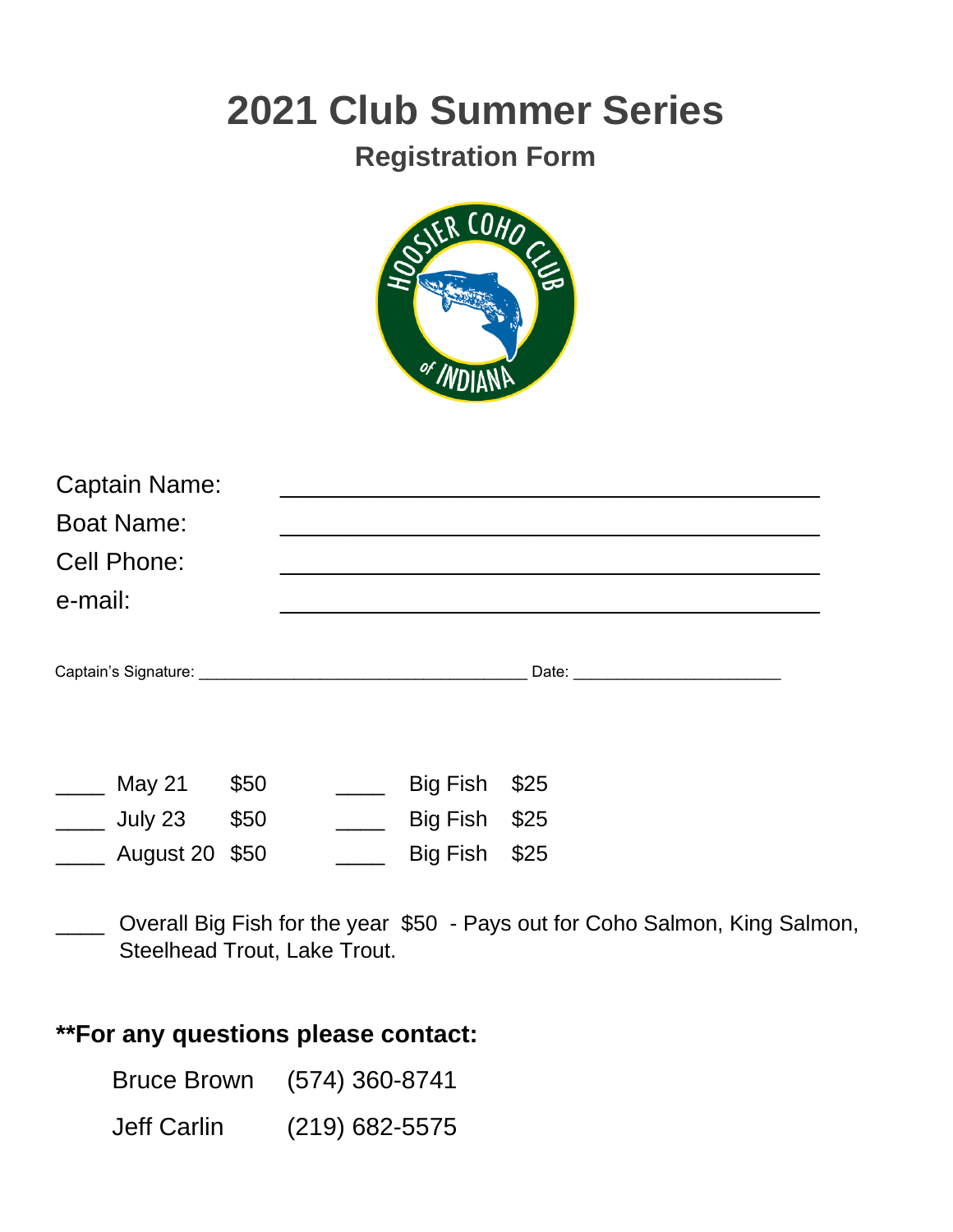# 2021 Club Summer Series

## Registration Form

Captain Name: ________________________________________

Boat Name: ________________________________________

Cell Phone: ________________________________________

e-mail: ________________________________________

Captain's Signature: ____________________________________ Date: _______________________

____ May 21 $50 ____ Big Fish $25

____ July 23 $50 ____ Big Fish $25

____ August 20 $50 ____ Big Fish $25

____ Overall Big Fish for the year $50 - Pays out for Coho Salmon, King Salmon, Steelhead Trout, Lake Trout.

### **For any questions please contact:

Bruce Brown (574) 360-8741

Jeff Carlin (219) 682-5575